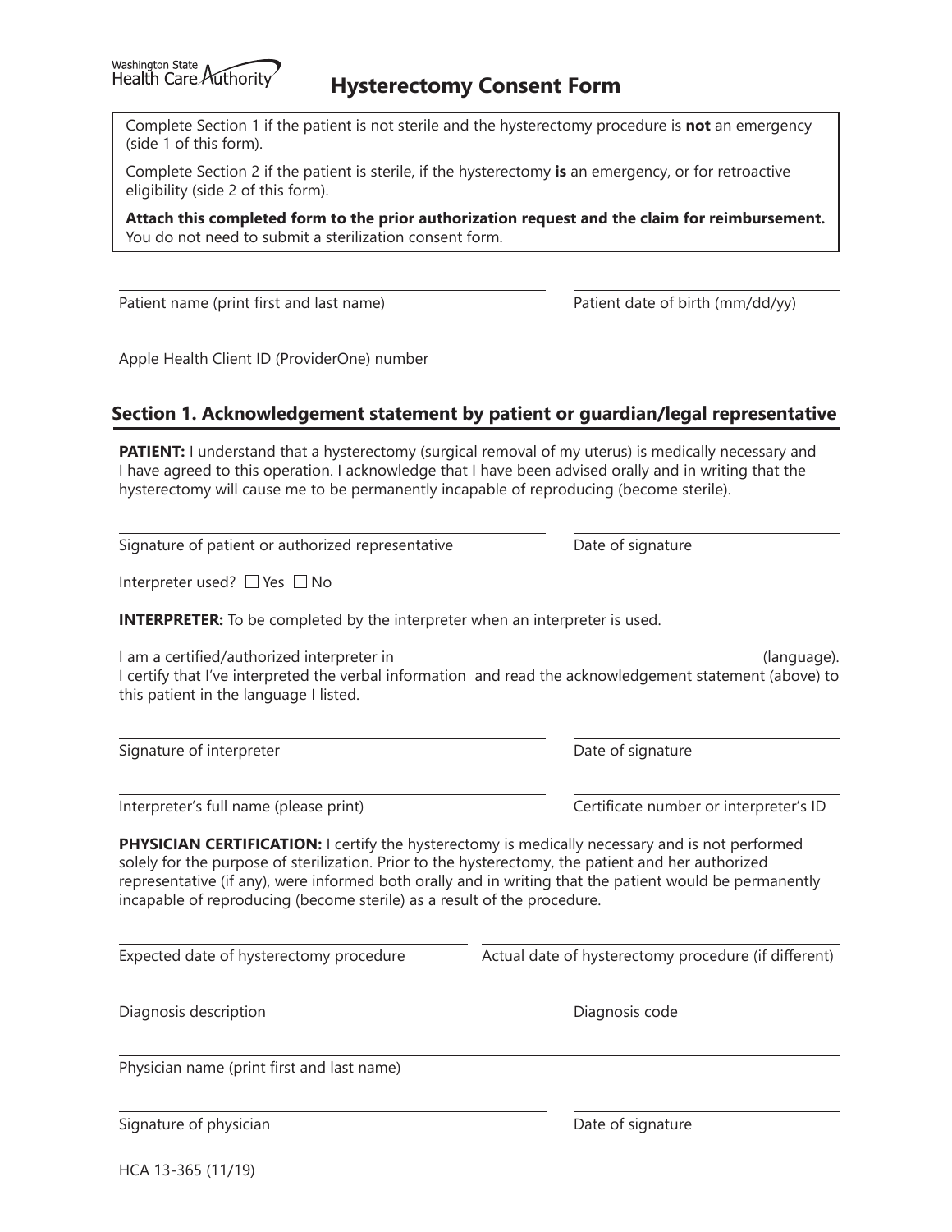Washington State Health Care Authority

# Hysterectomy Consent Form

Complete Section 1 if the patient is not sterile and the hysterectomy procedure is **not** an emergency (side 1 of this form).

Complete Section 2 if the patient is sterile, if the hysterectomy **is** an emergency, or for retroactive eligibility (side 2 of this form).

**Attach this completed form to the prior authorization request and the claim for reimbursement.** You do not need to submit a sterilization consent form.

Patient name (print first and last name) ____________________ Patient date of birth (mm/dd/yy) ____________________

Apple Health Client ID (ProviderOne) number ____________________

## Section 1. Acknowledgement statement by patient or guardian/legal representative

**PATIENT:** I understand that a hysterectomy (surgical removal of my uterus) is medically necessary and I have agreed to this operation. I acknowledge that I have been advised orally and in writing that the hysterectomy will cause me to be permanently incapable of reproducing (become sterile).

Signature of patient or authorized representative ____________________ Date of signature ____________________

Interpreter used? ☐ Yes ☐ No

**INTERPRETER:** To be completed by the interpreter when an interpreter is used.

I am a certified/authorized interpreter in ____________________ (language). I certify that I've interpreted the verbal information and read the acknowledgement statement (above) to this patient in the language I listed.

Signature of interpreter ____________________ Date of signature ____________________

Interpreter's full name (please print) ____________________ Certificate number or interpreter's ID ____________________

**PHYSICIAN CERTIFICATION:** I certify the hysterectomy is medically necessary and is not performed solely for the purpose of sterilization. Prior to the hysterectomy, the patient and her authorized representative (if any), were informed both orally and in writing that the patient would be permanently incapable of reproducing (become sterile) as a result of the procedure.

Expected date of hysterectomy procedure ____________________ Actual date of hysterectomy procedure (if different) ____________________

Diagnosis description ____________________ Diagnosis code ____________________

Physician name (print first and last name) ____________________

Signature of physician ____________________ Date of signature ____________________

HCA 13-365 (11/19)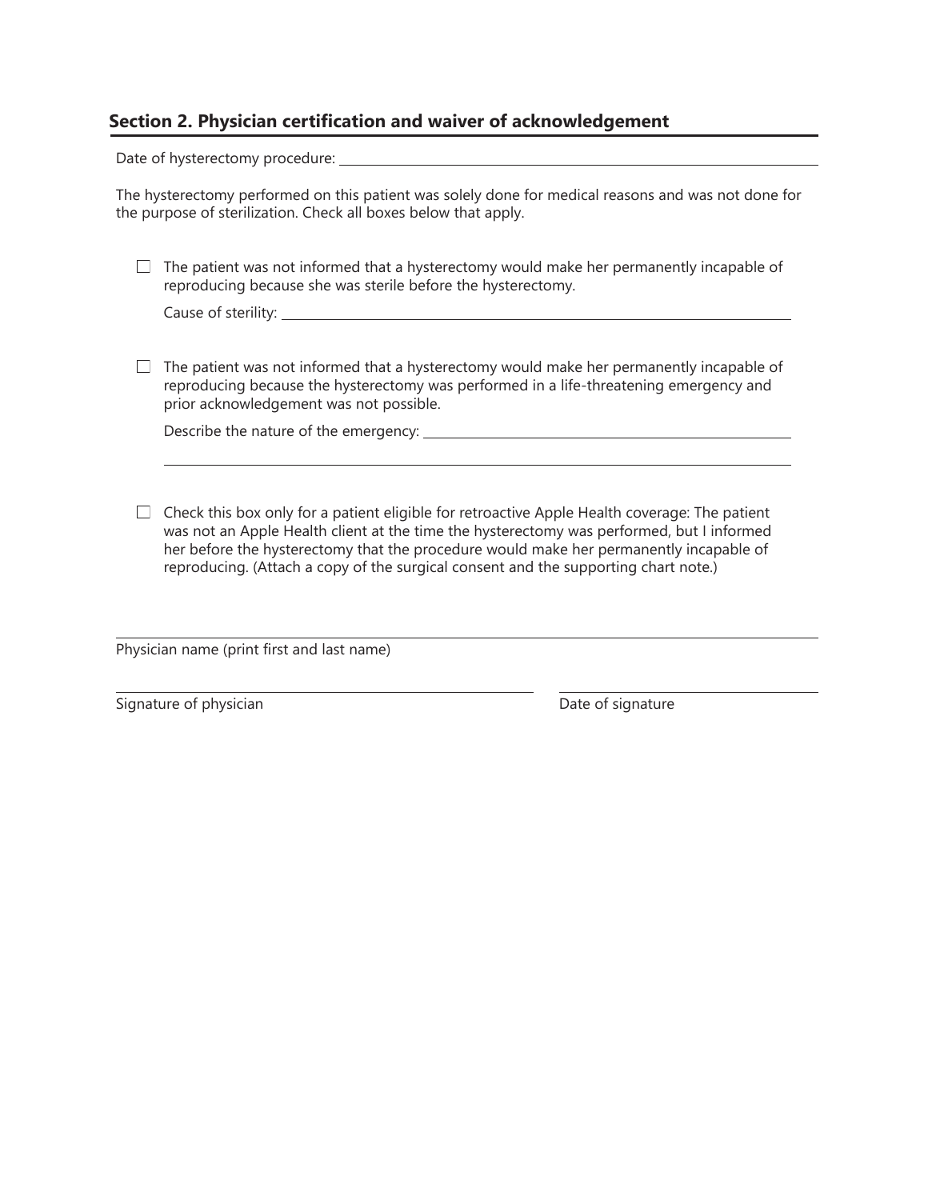## Section 2. Physician certification and waiver of acknowledgement

Date of hysterectomy procedure: ______________________________

The hysterectomy performed on this patient was solely done for medical reasons and was not done for the purpose of sterilization. Check all boxes below that apply.

- ☐ The patient was not informed that a hysterectomy would make her permanently incapable of reproducing because she was sterile before the hysterectomy.

  Cause of sterility: ______________________________

- ☐ The patient was not informed that a hysterectomy would make her permanently incapable of reproducing because the hysterectomy was performed in a life-threatening emergency and prior acknowledgement was not possible.

  Describe the nature of the emergency: ______________________________

  ______________________________

- ☐ Check this box only for a patient eligible for retroactive Apple Health coverage: The patient was not an Apple Health client at the time the hysterectomy was performed, but I informed her before the hysterectomy that the procedure would make her permanently incapable of reproducing. (Attach a copy of the surgical consent and the supporting chart note.)

______________________________

Physician name (print first and last name)

______________________________ ______________________________

Signature of physician Date of signature